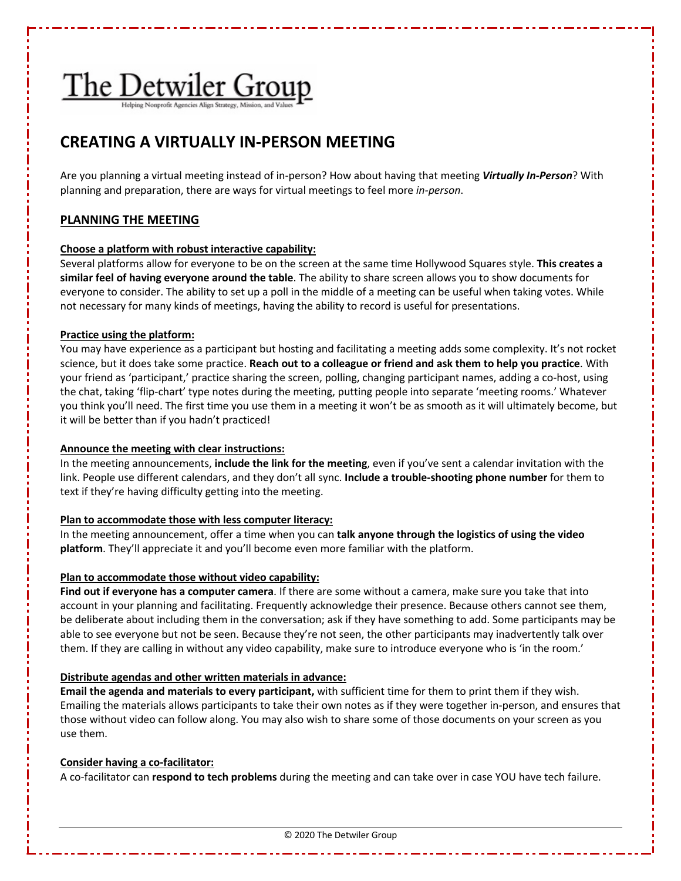The Detwiler Group

Helping Nonprofit Agencies Align Strategy, Mission, and Values

# CREATING A VIRTUALLY IN-PERSON MEETING

Are you planning a virtual meeting instead of in-person? How about having that meeting ***Virtually In-Person***? With planning and preparation, there are ways for virtual meetings to feel more *in-person*.

## PLANNING THE MEETING

### Choose a platform with robust interactive capability:

Several platforms allow for everyone to be on the screen at the same time Hollywood Squares style. **This creates a similar feel of having everyone around the table**. The ability to share screen allows you to show documents for everyone to consider. The ability to set up a poll in the middle of a meeting can be useful when taking votes. While not necessary for many kinds of meetings, having the ability to record is useful for presentations.

### Practice using the platform:

You may have experience as a participant but hosting and facilitating a meeting adds some complexity. It's not rocket science, but it does take some practice. **Reach out to a colleague or friend and ask them to help you practice**. With your friend as 'participant,' practice sharing the screen, polling, changing participant names, adding a co-host, using the chat, taking 'flip-chart' type notes during the meeting, putting people into separate 'meeting rooms.' Whatever you think you'll need. The first time you use them in a meeting it won't be as smooth as it will ultimately become, but it will be better than if you hadn't practiced!

### Announce the meeting with clear instructions:

In the meeting announcements, **include the link for the meeting**, even if you've sent a calendar invitation with the link. People use different calendars, and they don't all sync. **Include a trouble-shooting phone number** for them to text if they're having difficulty getting into the meeting.

### Plan to accommodate those with less computer literacy:

In the meeting announcement, offer a time when you can **talk anyone through the logistics of using the video platform**. They'll appreciate it and you'll become even more familiar with the platform.

### Plan to accommodate those without video capability:

**Find out if everyone has a computer camera**. If there are some without a camera, make sure you take that into account in your planning and facilitating. Frequently acknowledge their presence. Because others cannot see them, be deliberate about including them in the conversation; ask if they have something to add. Some participants may be able to see everyone but not be seen. Because they're not seen, the other participants may inadvertently talk over them. If they are calling in without any video capability, make sure to introduce everyone who is 'in the room.'

### Distribute agendas and other written materials in advance:

**Email the agenda and materials to every participant,** with sufficient time for them to print them if they wish. Emailing the materials allows participants to take their own notes as if they were together in-person, and ensures that those without video can follow along. You may also wish to share some of those documents on your screen as you use them.

### Consider having a co-facilitator:

A co-facilitator can **respond to tech problems** during the meeting and can take over in case YOU have tech failure.

© 2020 The Detwiler Group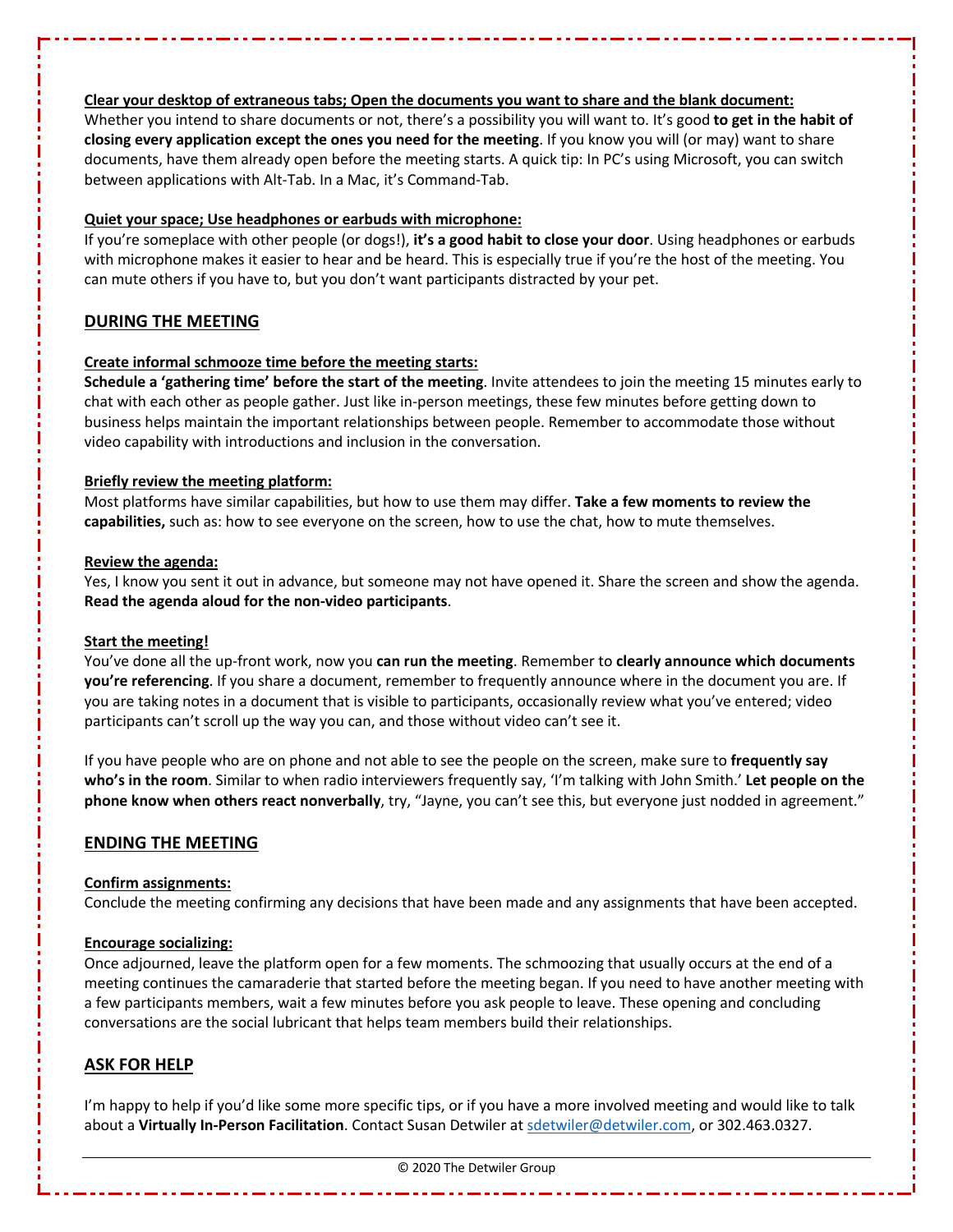**Clear your desktop of extraneous tabs; Open the documents you want to share and the blank document:**

Whether you intend to share documents or not, there's a possibility you will want to. It's good **to get in the habit of closing every application except the ones you need for the meeting**. If you know you will (or may) want to share documents, have them already open before the meeting starts. A quick tip: In PC's using Microsoft, you can switch between applications with Alt-Tab. In a Mac, it's Command-Tab.

**Quiet your space; Use headphones or earbuds with microphone:**

If you're someplace with other people (or dogs!), **it's a good habit to close your door**. Using headphones or earbuds with microphone makes it easier to hear and be heard. This is especially true if you're the host of the meeting. You can mute others if you have to, but you don't want participants distracted by your pet.

## DURING THE MEETING

**Create informal schmooze time before the meeting starts:**

**Schedule a 'gathering time' before the start of the meeting**. Invite attendees to join the meeting 15 minutes early to chat with each other as people gather. Just like in-person meetings, these few minutes before getting down to business helps maintain the important relationships between people. Remember to accommodate those without video capability with introductions and inclusion in the conversation.

**Briefly review the meeting platform:**

Most platforms have similar capabilities, but how to use them may differ. **Take a few moments to review the capabilities,** such as: how to see everyone on the screen, how to use the chat, how to mute themselves.

**Review the agenda:**

Yes, I know you sent it out in advance, but someone may not have opened it. Share the screen and show the agenda. **Read the agenda aloud for the non-video participants**.

**Start the meeting!**

You've done all the up-front work, now you **can run the meeting**. Remember to **clearly announce which documents you're referencing**. If you share a document, remember to frequently announce where in the document you are. If you are taking notes in a document that is visible to participants, occasionally review what you've entered; video participants can't scroll up the way you can, and those without video can't see it.

If you have people who are on phone and not able to see the people on the screen, make sure to **frequently say who's in the room**. Similar to when radio interviewers frequently say, 'I'm talking with John Smith.' **Let people on the phone know when others react nonverbally**, try, "Jayne, you can't see this, but everyone just nodded in agreement."

## ENDING THE MEETING

**Confirm assignments:**

Conclude the meeting confirming any decisions that have been made and any assignments that have been accepted.

**Encourage socializing:**

Once adjourned, leave the platform open for a few moments. The schmoozing that usually occurs at the end of a meeting continues the camaraderie that started before the meeting began. If you need to have another meeting with a few participants members, wait a few minutes before you ask people to leave. These opening and concluding conversations are the social lubricant that helps team members build their relationships.

## ASK FOR HELP

I'm happy to help if you'd like some more specific tips, or if you have a more involved meeting and would like to talk about a **Virtually In-Person Facilitation**. Contact Susan Detwiler at sdetwiler@detwiler.com, or 302.463.0327.

© 2020 The Detwiler Group